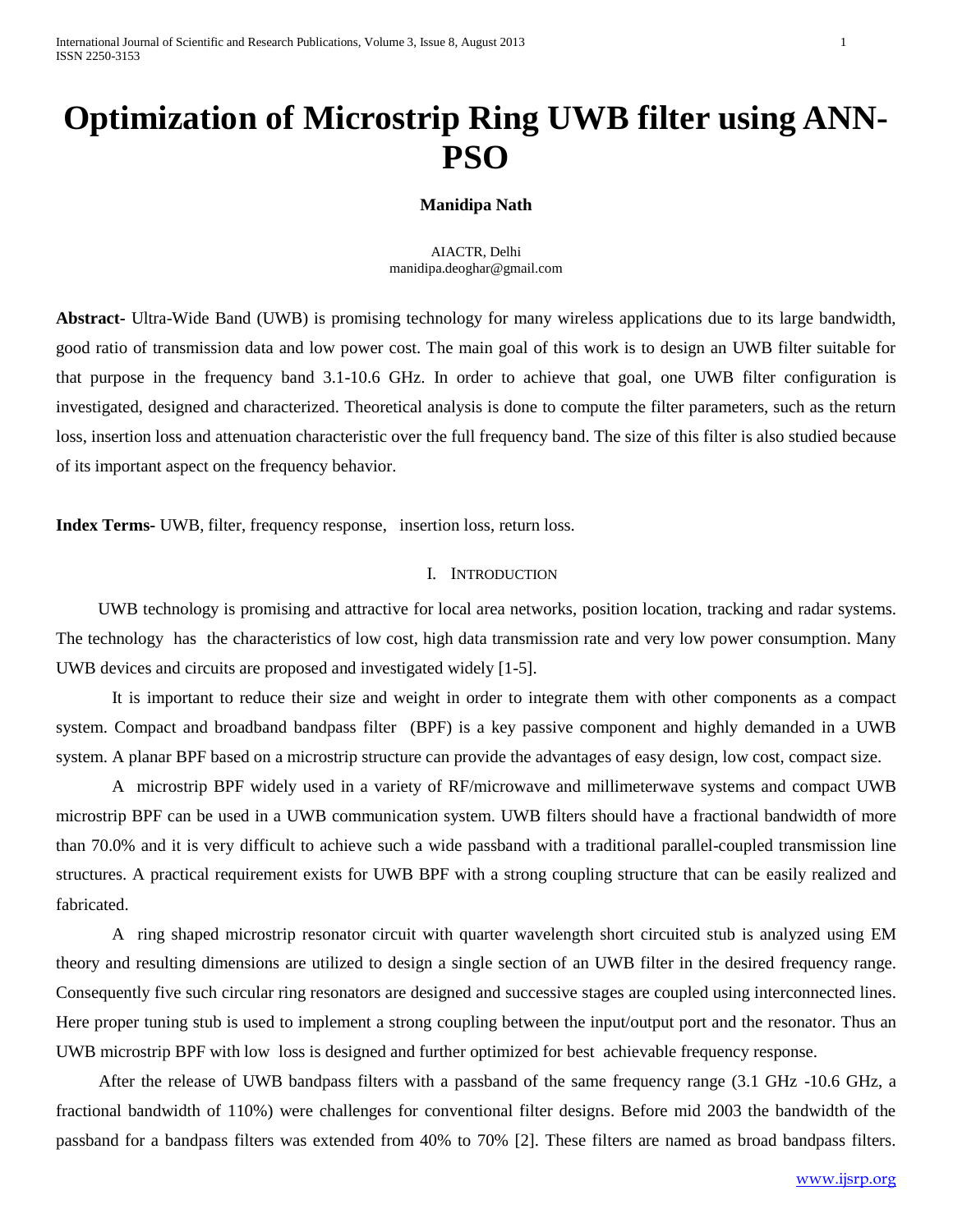# Optimization of Microstrip Ring UWB filter using ANN-PSO

**Manidipa Nath**

AIACTR, Delhi
manidipa.deoghar@gmail.com

**Abstract-** Ultra-Wide Band (UWB) is promising technology for many wireless applications due to its large bandwidth, good ratio of transmission data and low power cost. The main goal of this work is to design an UWB filter suitable for that purpose in the frequency band 3.1-10.6 GHz. In order to achieve that goal, one UWB filter configuration is investigated, designed and characterized. Theoretical analysis is done to compute the filter parameters, such as the return loss, insertion loss and attenuation characteristic over the full frequency band. The size of this filter is also studied because of its important aspect on the frequency behavior.

**Index Terms-** UWB, filter, frequency response, insertion loss, return loss.

## I. Introduction

UWB technology is promising and attractive for local area networks, position location, tracking and radar systems. The technology has the characteristics of low cost, high data transmission rate and very low power consumption. Many UWB devices and circuits are proposed and investigated widely [1-5].

It is important to reduce their size and weight in order to integrate them with other components as a compact system. Compact and broadband bandpass filter (BPF) is a key passive component and highly demanded in a UWB system. A planar BPF based on a microstrip structure can provide the advantages of easy design, low cost, compact size.

A microstrip BPF widely used in a variety of RF/microwave and millimeterwave systems and compact UWB microstrip BPF can be used in a UWB communication system. UWB filters should have a fractional bandwidth of more than 70.0% and it is very difficult to achieve such a wide passband with a traditional parallel-coupled transmission line structures. A practical requirement exists for UWB BPF with a strong coupling structure that can be easily realized and fabricated.

A ring shaped microstrip resonator circuit with quarter wavelength short circuited stub is analyzed using EM theory and resulting dimensions are utilized to design a single section of an UWB filter in the desired frequency range. Consequently five such circular ring resonators are designed and successive stages are coupled using interconnected lines. Here proper tuning stub is used to implement a strong coupling between the input/output port and the resonator. Thus an UWB microstrip BPF with low loss is designed and further optimized for best achievable frequency response.

After the release of UWB bandpass filters with a passband of the same frequency range (3.1 GHz -10.6 GHz, a fractional bandwidth of 110%) were challenges for conventional filter designs. Before mid 2003 the bandwidth of the passband for a bandpass filters was extended from 40% to 70% [2]. These filters are named as broad bandpass filters.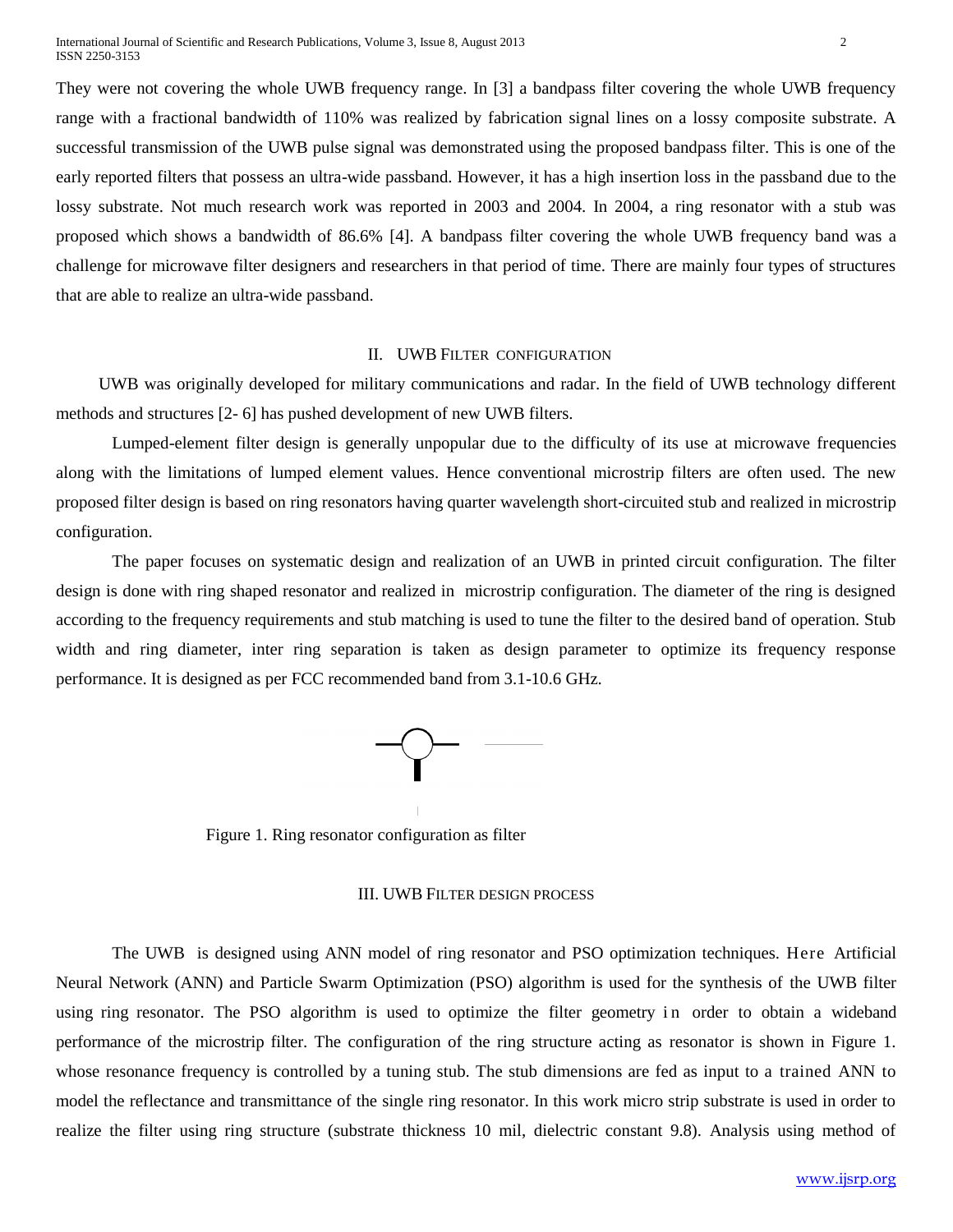They were not covering the whole UWB frequency range. In [3] a bandpass filter covering the whole UWB frequency range with a fractional bandwidth of 110% was realized by fabrication signal lines on a lossy composite substrate. A successful transmission of the UWB pulse signal was demonstrated using the proposed bandpass filter. This is one of the early reported filters that possess an ultra-wide passband. However, it has a high insertion loss in the passband due to the lossy substrate. Not much research work was reported in 2003 and 2004. In 2004, a ring resonator with a stub was proposed which shows a bandwidth of 86.6% [4]. A bandpass filter covering the whole UWB frequency band was a challenge for microwave filter designers and researchers in that period of time. There are mainly four types of structures that are able to realize an ultra-wide passband.

## II. UWB Filter Configuration

UWB was originally developed for military communications and radar. In the field of UWB technology different methods and structures [2- 6] has pushed development of new UWB filters.

Lumped-element filter design is generally unpopular due to the difficulty of its use at microwave frequencies along with the limitations of lumped element values. Hence conventional microstrip filters are often used. The new proposed filter design is based on ring resonators having quarter wavelength short-circuited stub and realized in microstrip configuration.

The paper focuses on systematic design and realization of an UWB in printed circuit configuration. The filter design is done with ring shaped resonator and realized in microstrip configuration. The diameter of the ring is designed according to the frequency requirements and stub matching is used to tune the filter to the desired band of operation. Stub width and ring diameter, inter ring separation is taken as design parameter to optimize its frequency response performance. It is designed as per FCC recommended band from 3.1-10.6 GHz.

Figure 1. Ring resonator configuration as filter

## III. UWB Filter Design Process

The UWB is designed using ANN model of ring resonator and PSO optimization techniques. Here Artificial Neural Network (ANN) and Particle Swarm Optimization (PSO) algorithm is used for the synthesis of the UWB filter using ring resonator. The PSO algorithm is used to optimize the filter geometry in order to obtain a wideband performance of the microstrip filter. The configuration of the ring structure acting as resonator is shown in Figure 1. whose resonance frequency is controlled by a tuning stub. The stub dimensions are fed as input to a trained ANN to model the reflectance and transmittance of the single ring resonator. In this work micro strip substrate is used in order to realize the filter using ring structure (substrate thickness 10 mil, dielectric constant 9.8). Analysis using method of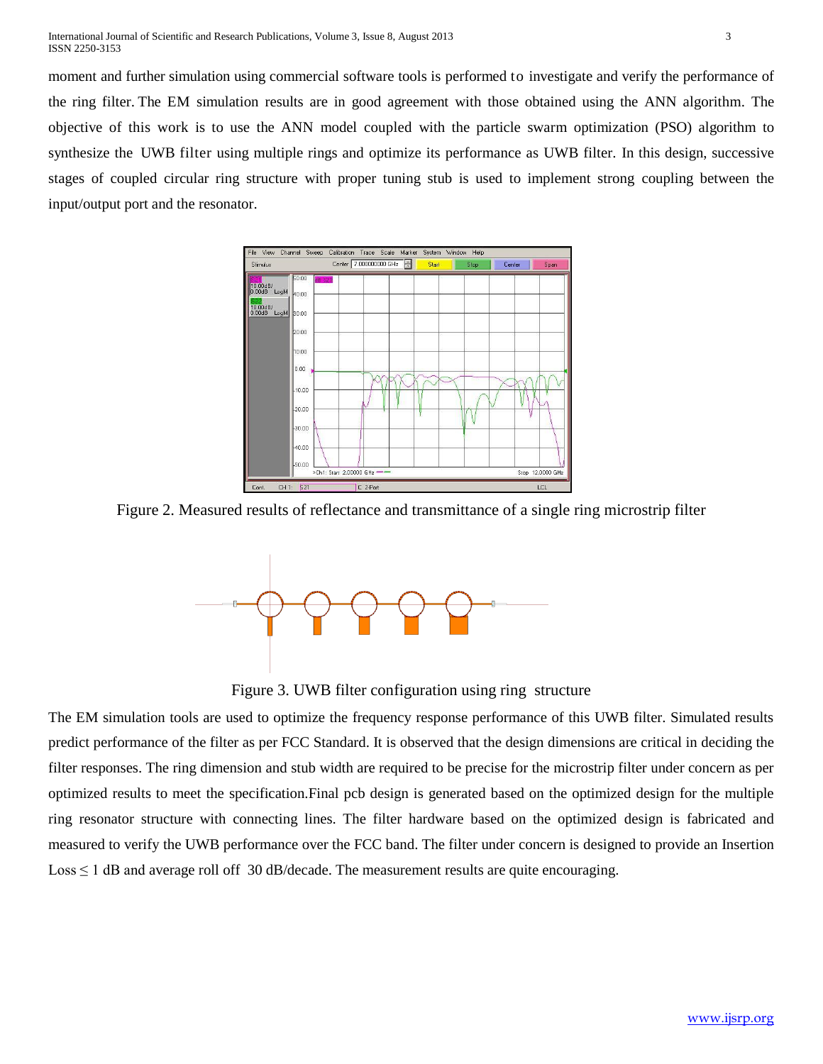moment and further simulation using commercial software tools is performed to investigate and verify the performance of the ring filter. The EM simulation results are in good agreement with those obtained using the ANN algorithm. The objective of this work is to use the ANN model coupled with the particle swarm optimization (PSO) algorithm to synthesize the UWB filter using multiple rings and optimize its performance as UWB filter. In this design, successive stages of coupled circular ring structure with proper tuning stub is used to implement strong coupling between the input/output port and the resonator.

Figure 2. Measured results of reflectance and transmittance of a single ring microstrip filter

Figure 3. UWB filter configuration using ring structure

The EM simulation tools are used to optimize the frequency response performance of this UWB filter. Simulated results predict performance of the filter as per FCC Standard. It is observed that the design dimensions are critical in deciding the filter responses. The ring dimension and stub width are required to be precise for the microstrip filter under concern as per optimized results to meet the specification.Final pcb design is generated based on the optimized design for the multiple ring resonator structure with connecting lines. The filter hardware based on the optimized design is fabricated and measured to verify the UWB performance over the FCC band. The filter under concern is designed to provide an Insertion Loss $\leq$ 1 dB and average roll off 30 dB/decade. The measurement results are quite encouraging.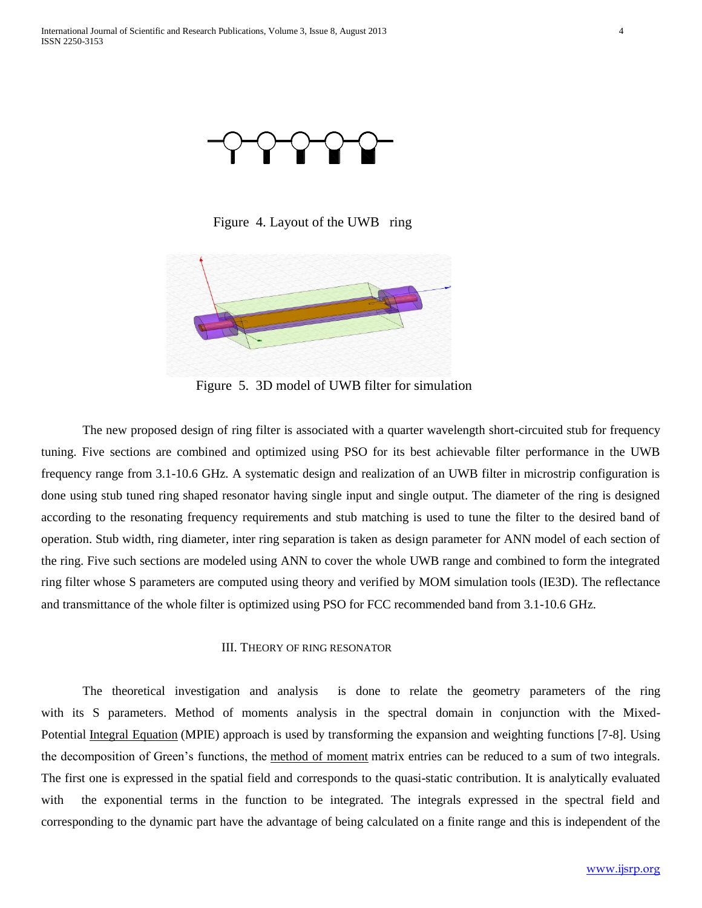Figure 4. Layout of the UWB ring

Figure 5. 3D model of UWB filter for simulation

The new proposed design of ring filter is associated with a quarter wavelength short-circuited stub for frequency tuning. Five sections are combined and optimized using PSO for its best achievable filter performance in the UWB frequency range from 3.1-10.6 GHz. A systematic design and realization of an UWB filter in microstrip configuration is done using stub tuned ring shaped resonator having single input and single output. The diameter of the ring is designed according to the resonating frequency requirements and stub matching is used to tune the filter to the desired band of operation. Stub width, ring diameter, inter ring separation is taken as design parameter for ANN model of each section of the ring. Five such sections are modeled using ANN to cover the whole UWB range and combined to form the integrated ring filter whose S parameters are computed using theory and verified by MOM simulation tools (IE3D). The reflectance and transmittance of the whole filter is optimized using PSO for FCC recommended band from 3.1-10.6 GHz.

## III. Theory of Ring Resonator

The theoretical investigation and analysis is done to relate the geometry parameters of the ring with its S parameters. Method of moments analysis in the spectral domain in conjunction with the Mixed-Potential Integral Equation (MPIE) approach is used by transforming the expansion and weighting functions [7-8]. Using the decomposition of Green's functions, the method of moment matrix entries can be reduced to a sum of two integrals. The first one is expressed in the spatial field and corresponds to the quasi-static contribution. It is analytically evaluated with the exponential terms in the function to be integrated. The integrals expressed in the spectral field and corresponding to the dynamic part have the advantage of being calculated on a finite range and this is independent of the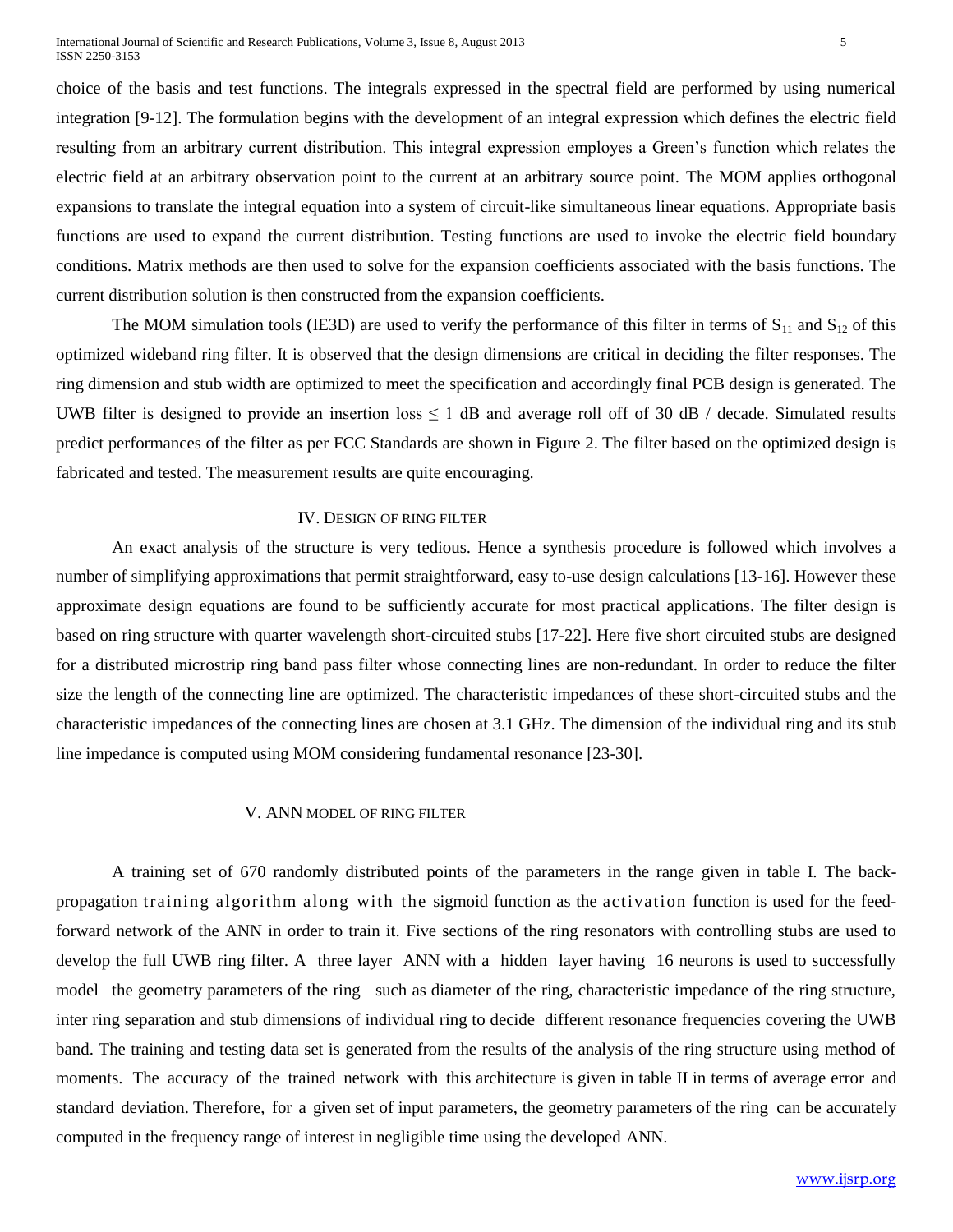choice of the basis and test functions. The integrals expressed in the spectral field are performed by using numerical integration [9-12]. The formulation begins with the development of an integral expression which defines the electric field resulting from an arbitrary current distribution. This integral expression employs a Green's function which relates the electric field at an arbitrary observation point to the current at an arbitrary source point. The MOM applies orthogonal expansions to translate the integral equation into a system of circuit-like simultaneous linear equations. Appropriate basis functions are used to expand the current distribution. Testing functions are used to invoke the electric field boundary conditions. Matrix methods are then used to solve for the expansion coefficients associated with the basis functions. The current distribution solution is then constructed from the expansion coefficients.

The MOM simulation tools (IE3D) are used to verify the performance of this filter in terms of $S_{11}$ and $S_{12}$ of this optimized wideband ring filter. It is observed that the design dimensions are critical in deciding the filter responses. The ring dimension and stub width are optimized to meet the specification and accordingly final PCB design is generated. The UWB filter is designed to provide an insertion loss $\leq 1$ dB and average roll off of 30 dB / decade. Simulated results predict performances of the filter as per FCC Standards are shown in Figure 2. The filter based on the optimized design is fabricated and tested. The measurement results are quite encouraging.

## IV. Design of Ring Filter

An exact analysis of the structure is very tedious. Hence a synthesis procedure is followed which involves a number of simplifying approximations that permit straightforward, easy to-use design calculations [13-16]. However these approximate design equations are found to be sufficiently accurate for most practical applications. The filter design is based on ring structure with quarter wavelength short-circuited stubs [17-22]. Here five short circuited stubs are designed for a distributed microstrip ring band pass filter whose connecting lines are non-redundant. In order to reduce the filter size the length of the connecting line are optimized. The characteristic impedances of these short-circuited stubs and the characteristic impedances of the connecting lines are chosen at 3.1 GHz. The dimension of the individual ring and its stub line impedance is computed using MOM considering fundamental resonance [23-30].

## V. ANN Model of Ring Filter

A training set of 670 randomly distributed points of the parameters in the range given in table I. The back-propagation training algorithm along with the sigmoid function as the activation function is used for the feed-forward network of the ANN in order to train it. Five sections of the ring resonators with controlling stubs are used to develop the full UWB ring filter. A three layer ANN with a hidden layer having 16 neurons is used to successfully model the geometry parameters of the ring such as diameter of the ring, characteristic impedance of the ring structure, inter ring separation and stub dimensions of individual ring to decide different resonance frequencies covering the UWB band. The training and testing data set is generated from the results of the analysis of the ring structure using method of moments. The accuracy of the trained network with this architecture is given in table II in terms of average error and standard deviation. Therefore, for a given set of input parameters, the geometry parameters of the ring can be accurately computed in the frequency range of interest in negligible time using the developed ANN.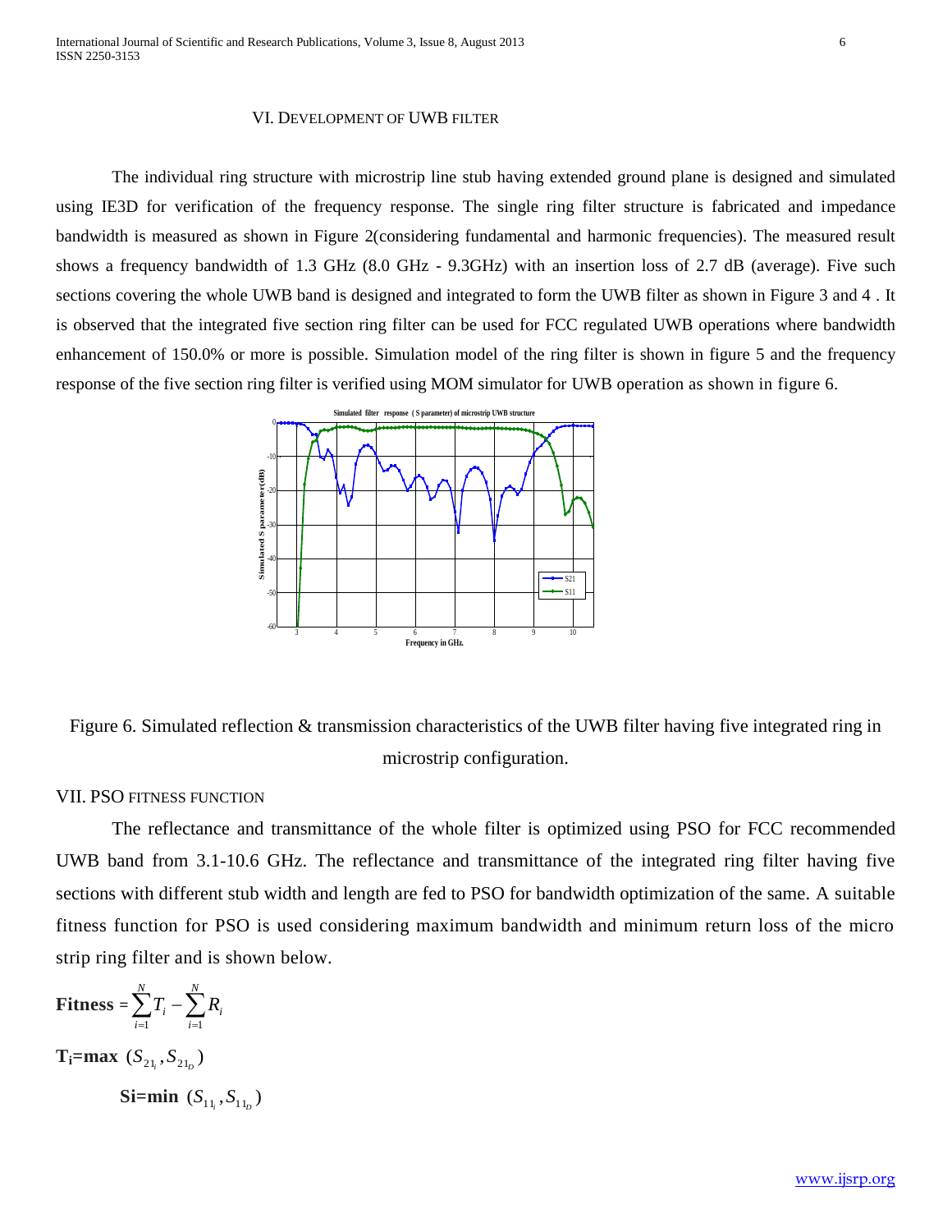## VI. DEVELOPMENT OF UWB FILTER

The individual ring structure with microstrip line stub having extended ground plane is designed and simulated using IE3D for verification of the frequency response. The single ring filter structure is fabricated and impedance bandwidth is measured as shown in Figure 2(considering fundamental and harmonic frequencies). The measured result shows a frequency bandwidth of 1.3 GHz (8.0 GHz - 9.3GHz) with an insertion loss of 2.7 dB (average). Five such sections covering the whole UWB band is designed and integrated to form the UWB filter as shown in Figure 3 and 4 . It is observed that the integrated five section ring filter can be used for FCC regulated UWB operations where bandwidth enhancement of 150.0% or more is possible. Simulation model of the ring filter is shown in figure 5 and the frequency response of the five section ring filter is verified using MOM simulator for UWB operation as shown in figure 6.

Figure 6. Simulated reflection & transmission characteristics of the UWB filter having five integrated ring in microstrip configuration.

## VII. PSO FITNESS FUNCTION

The reflectance and transmittance of the whole filter is optimized using PSO for FCC recommended UWB band from 3.1-10.6 GHz. The reflectance and transmittance of the integrated ring filter having five sections with different stub width and length are fed to PSO for bandwidth optimization of the same. A suitable fitness function for PSO is used considering maximum bandwidth and minimum return loss of the micro strip ring filter and is shown below.

$$\textbf{Fitness} = \sum_{i=1}^{N} T_i - \sum_{i=1}^{N} R_i$$

$$\textbf{T}_\textbf{i}\textbf{=max } (S_{21_i}, S_{21_D})$$

$$\textbf{Si=min } (S_{11_i}, S_{11_D})$$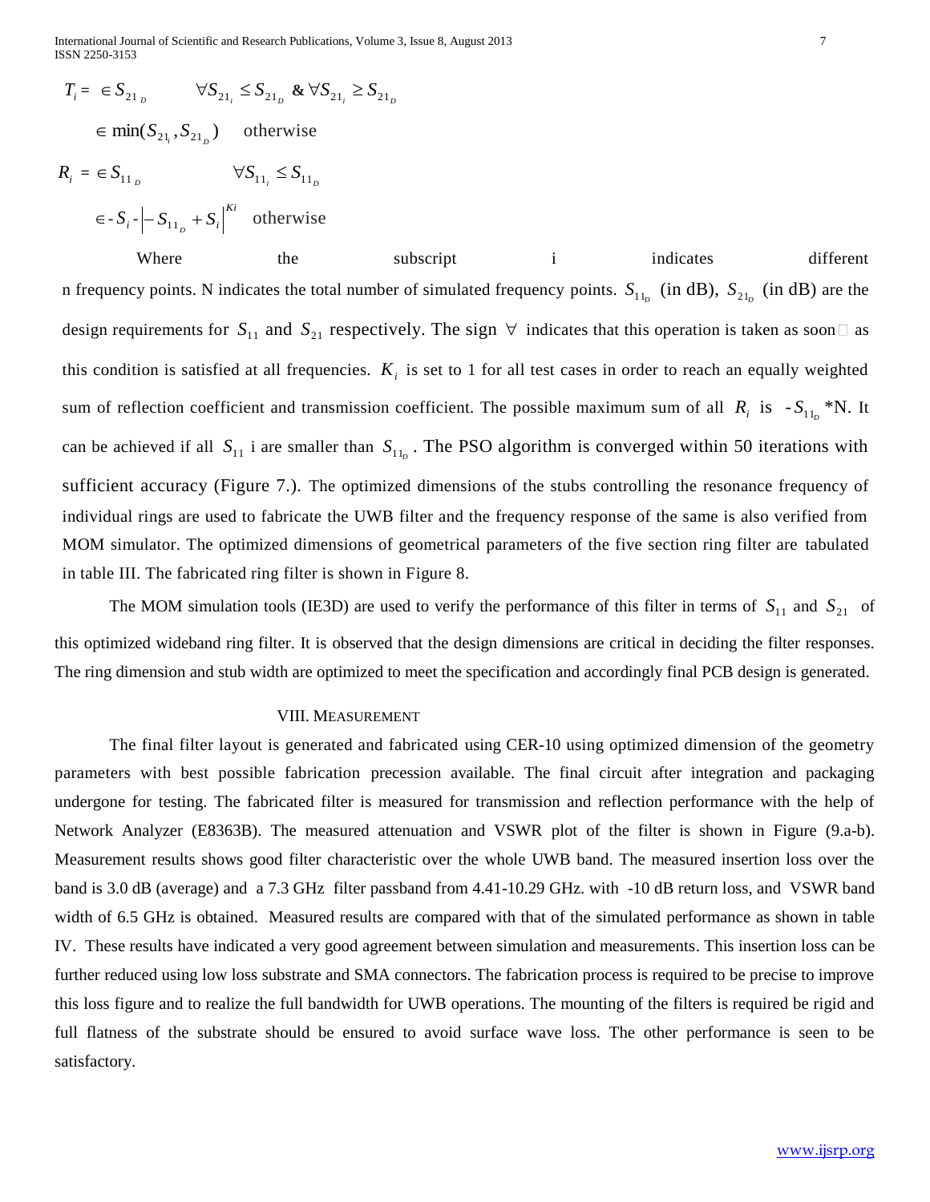$$T_i = \in S_{21_D} \qquad \forall S_{21_i} \leq S_{21_D} \ \& \ \forall S_{21_i} \geq S_{21_D}$$

$$\in \min(S_{21_i}, S_{21_D}) \quad \text{otherwise}$$

$$R_i = \in S_{11_D} \qquad \forall S_{11_i} \leq S_{11_D}$$

$$\in -S_i - \left| -S_{11_D} + S_i \right|^{Ki} \quad \text{otherwise}$$

Where the subscript i indicates different n frequency points. N indicates the total number of simulated frequency points. $S_{11_D}$ (in dB), $S_{21_D}$ (in dB) are the design requirements for $S_{11}$ and $S_{21}$ respectively. The sign $\forall$ indicates that this operation is taken as soon as this condition is satisfied at all frequencies. $K_i$ is set to 1 for all test cases in order to reach an equally weighted sum of reflection coefficient and transmission coefficient. The possible maximum sum of all $R_i$ is $-S_{11_D}$*N. It can be achieved if all $S_{11}$ i are smaller than $S_{11_D}$. The PSO algorithm is converged within 50 iterations with sufficient accuracy (Figure 7.). The optimized dimensions of the stubs controlling the resonance frequency of individual rings are used to fabricate the UWB filter and the frequency response of the same is also verified from MOM simulator. The optimized dimensions of geometrical parameters of the five section ring filter are tabulated in table III. The fabricated ring filter is shown in Figure 8.

The MOM simulation tools (IE3D) are used to verify the performance of this filter in terms of $S_{11}$ and $S_{21}$ of this optimized wideband ring filter. It is observed that the design dimensions are critical in deciding the filter responses. The ring dimension and stub width are optimized to meet the specification and accordingly final PCB design is generated.

## VIII. Measurement

The final filter layout is generated and fabricated using CER-10 using optimized dimension of the geometry parameters with best possible fabrication precession available. The final circuit after integration and packaging undergone for testing. The fabricated filter is measured for transmission and reflection performance with the help of Network Analyzer (E8363B). The measured attenuation and VSWR plot of the filter is shown in Figure (9.a-b). Measurement results shows good filter characteristic over the whole UWB band. The measured insertion loss over the band is 3.0 dB (average) and a 7.3 GHz filter passband from 4.41-10.29 GHz. with -10 dB return loss, and VSWR band width of 6.5 GHz is obtained. Measured results are compared with that of the simulated performance as shown in table IV. These results have indicated a very good agreement between simulation and measurements. This insertion loss can be further reduced using low loss substrate and SMA connectors. The fabrication process is required to be precise to improve this loss figure and to realize the full bandwidth for UWB operations. The mounting of the filters is required be rigid and full flatness of the substrate should be ensured to avoid surface wave loss. The other performance is seen to be satisfactory.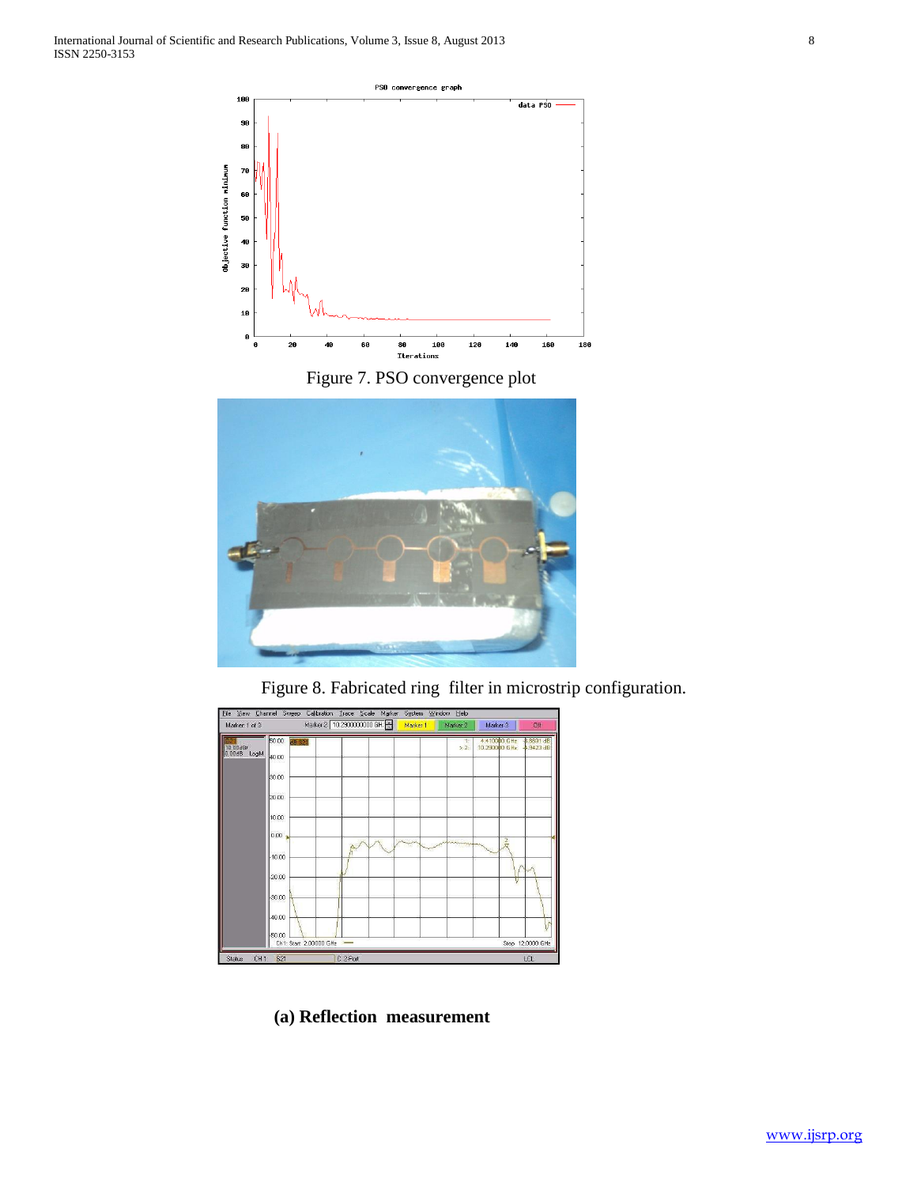Figure 7. PSO convergence plot

Figure 8. Fabricated ring filter in microstrip configuration.

**(a) Reflection measurement**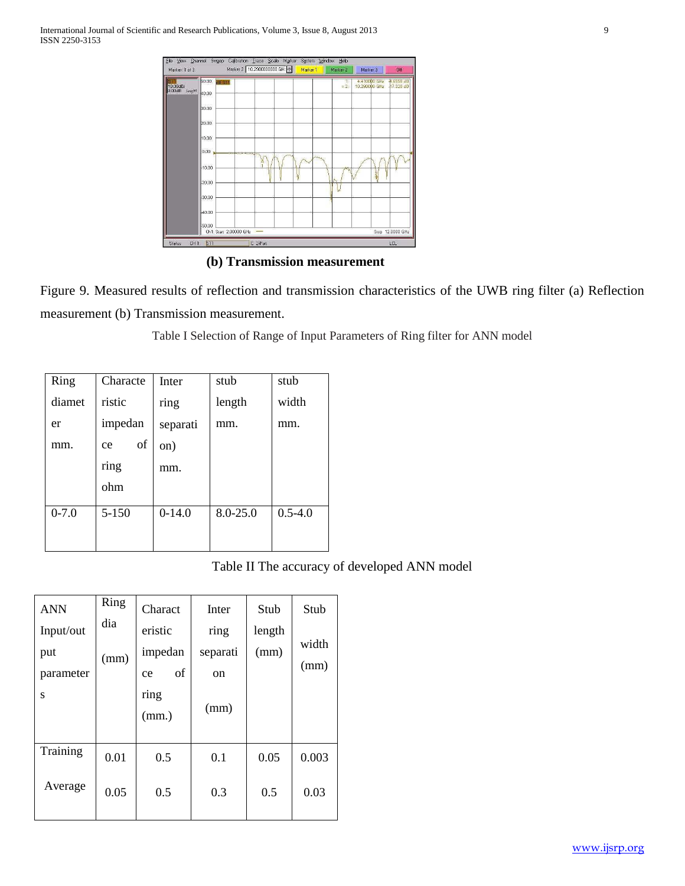**(b) Transmission measurement**

Figure 9. Measured results of reflection and transmission characteristics of the UWB ring filter (a) Reflection measurement (b) Transmission measurement.

Table I Selection of Range of Input Parameters of Ring filter for ANN model

| Ring diameter mm. | Characteristic impedance of ring ohm | Inter ring separation) mm. | stub length mm. | stub width mm. |
|---|---|---|---|---|
| 0-7.0 | 5-150 | 0-14.0 | 8.0-25.0 | 0.5-4.0 |

Table II The accuracy of developed ANN model

| ANN Input/output parameters | Ring dia (mm) | Characteristic impedance of ring (mm.) | Inter ring separation (mm) | Stub length (mm) | Stub width (mm) |
|---|---|---|---|---|---|
| Training | 0.01 | 0.5 | 0.1 | 0.05 | 0.003 |
| Average | 0.05 | 0.5 | 0.3 | 0.5 | 0.03 |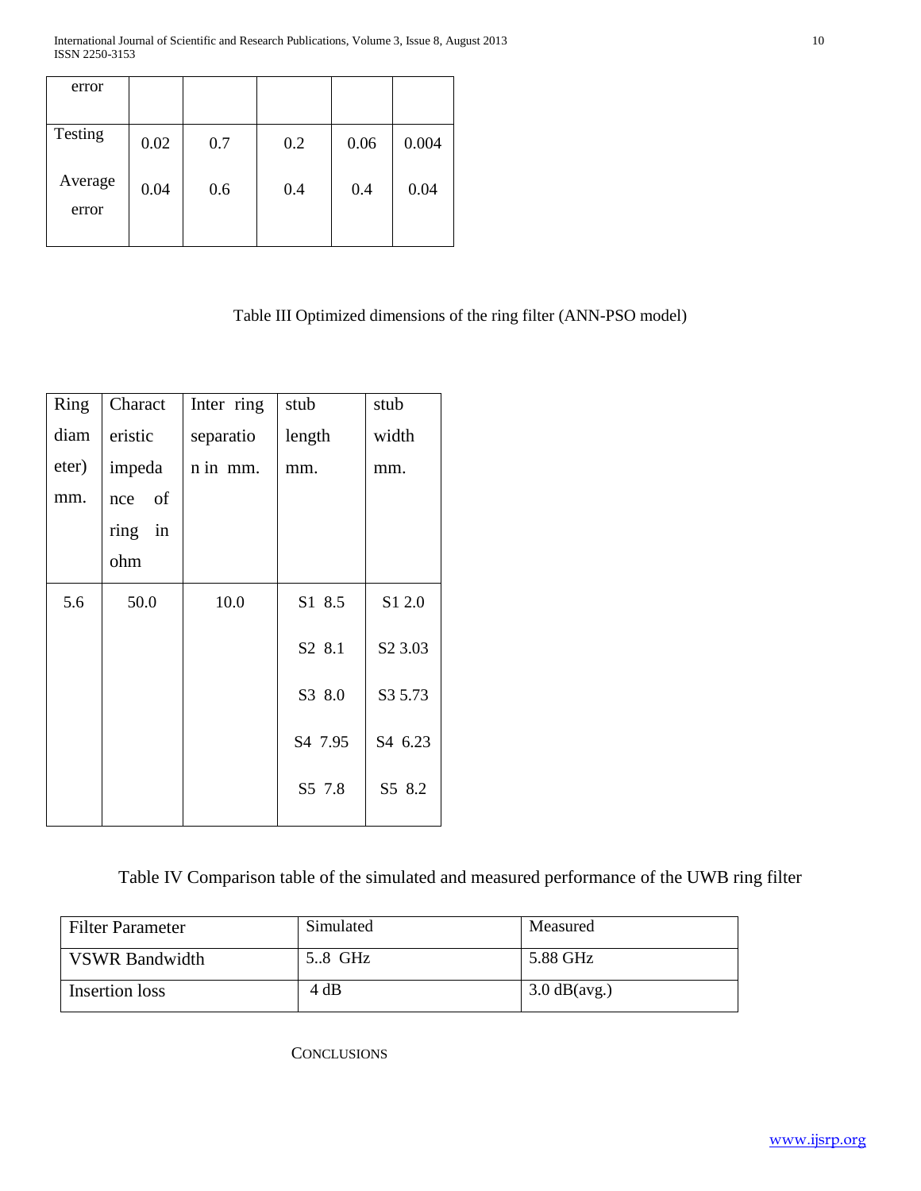| error | | | | | |
|---|---|---|---|---|---|
| Testing | 0.02 | 0.7 | 0.2 | 0.06 | 0.004 |
| Average error | 0.04 | 0.6 | 0.4 | 0.4 | 0.04 |

Table III Optimized dimensions of the ring filter (ANN-PSO model)

| Ring diameter) mm. | Characteristic impedance of ring in ohm | Inter ring separation in mm. | stub length mm. | stub width mm. |
|---|---|---|---|---|
| 5.6 | 50.0 | 10.0 | S1 8.5 | S1 2.0 |
| | | | S2 8.1 | S2 3.03 |
| | | | S3 8.0 | S3 5.73 |
| | | | S4 7.95 | S4 6.23 |
| | | | S5 7.8 | S5 8.2 |

Table IV Comparison table of the simulated and measured performance of the UWB ring filter

| Filter Parameter | Simulated | Measured |
|---|---|---|
| VSWR Bandwidth | 5..8 GHz | 5.88 GHz |
| Insertion loss | 4 dB | 3.0 dB(avg.) |

## CONCLUSIONS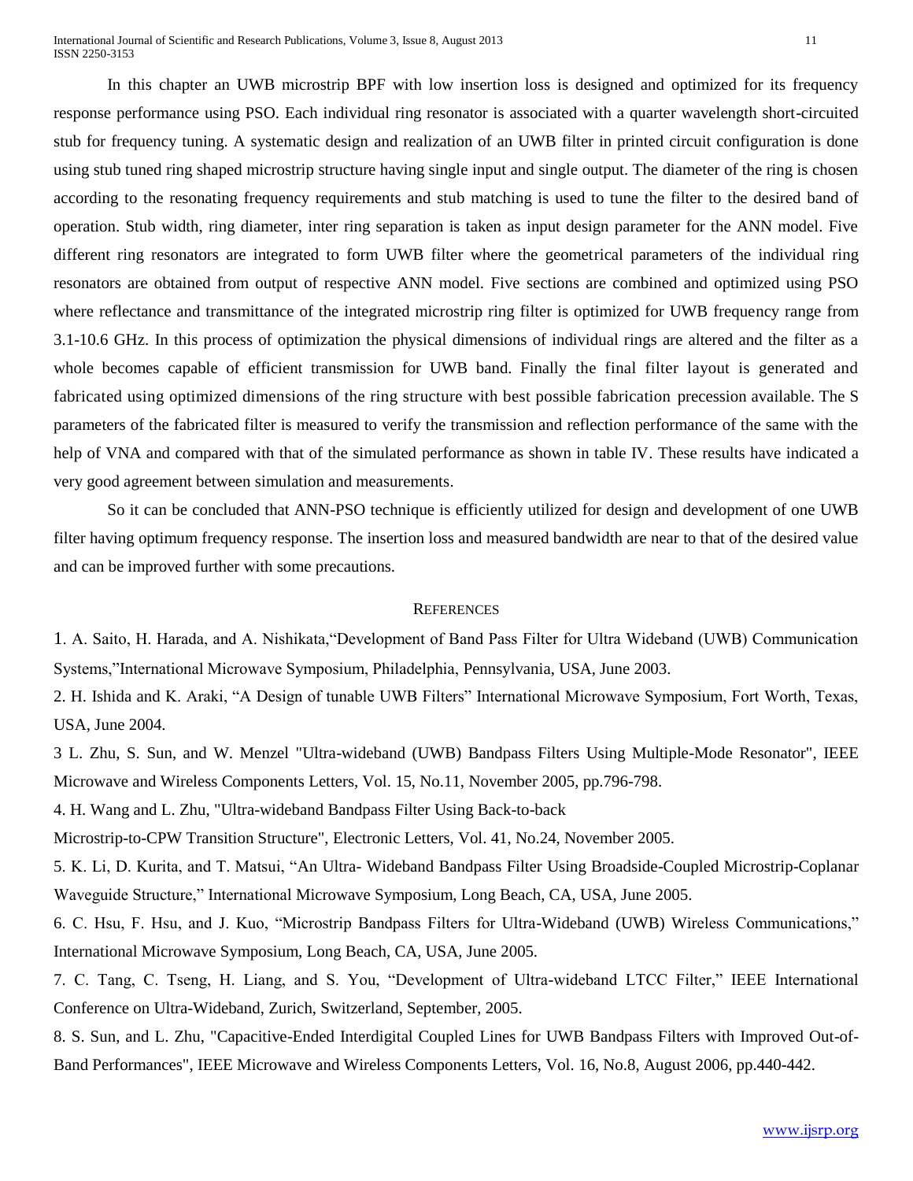In this chapter an UWB microstrip BPF with low insertion loss is designed and optimized for its frequency response performance using PSO. Each individual ring resonator is associated with a quarter wavelength short-circuited stub for frequency tuning. A systematic design and realization of an UWB filter in printed circuit configuration is done using stub tuned ring shaped microstrip structure having single input and single output. The diameter of the ring is chosen according to the resonating frequency requirements and stub matching is used to tune the filter to the desired band of operation. Stub width, ring diameter, inter ring separation is taken as input design parameter for the ANN model. Five different ring resonators are integrated to form UWB filter where the geometrical parameters of the individual ring resonators are obtained from output of respective ANN model. Five sections are combined and optimized using PSO where reflectance and transmittance of the integrated microstrip ring filter is optimized for UWB frequency range from 3.1-10.6 GHz. In this process of optimization the physical dimensions of individual rings are altered and the filter as a whole becomes capable of efficient transmission for UWB band. Finally the final filter layout is generated and fabricated using optimized dimensions of the ring structure with best possible fabrication precession available. The S parameters of the fabricated filter is measured to verify the transmission and reflection performance of the same with the help of VNA and compared with that of the simulated performance as shown in table IV. These results have indicated a very good agreement between simulation and measurements.

So it can be concluded that ANN-PSO technique is efficiently utilized for design and development of one UWB filter having optimum frequency response. The insertion loss and measured bandwidth are near to that of the desired value and can be improved further with some precautions.

## REFERENCES

1. A. Saito, H. Harada, and A. Nishikata,"Development of Band Pass Filter for Ultra Wideband (UWB) Communication Systems,"International Microwave Symposium, Philadelphia, Pennsylvania, USA, June 2003.

2. H. Ishida and K. Araki, "A Design of tunable UWB Filters" International Microwave Symposium, Fort Worth, Texas, USA, June 2004.

3 L. Zhu, S. Sun, and W. Menzel "Ultra-wideband (UWB) Bandpass Filters Using Multiple-Mode Resonator", IEEE Microwave and Wireless Components Letters, Vol. 15, No.11, November 2005, pp.796-798.

4. H. Wang and L. Zhu, "Ultra-wideband Bandpass Filter Using Back-to-back Microstrip-to-CPW Transition Structure", Electronic Letters, Vol. 41, No.24, November 2005.

5. K. Li, D. Kurita, and T. Matsui, "An Ultra- Wideband Bandpass Filter Using Broadside-Coupled Microstrip-Coplanar Waveguide Structure," International Microwave Symposium, Long Beach, CA, USA, June 2005.

6. C. Hsu, F. Hsu, and J. Kuo, "Microstrip Bandpass Filters for Ultra-Wideband (UWB) Wireless Communications," International Microwave Symposium, Long Beach, CA, USA, June 2005.

7. C. Tang, C. Tseng, H. Liang, and S. You, "Development of Ultra-wideband LTCC Filter," IEEE International Conference on Ultra-Wideband, Zurich, Switzerland, September, 2005.

8. S. Sun, and L. Zhu, "Capacitive-Ended Interdigital Coupled Lines for UWB Bandpass Filters with Improved Out-of-Band Performances", IEEE Microwave and Wireless Components Letters, Vol. 16, No.8, August 2006, pp.440-442.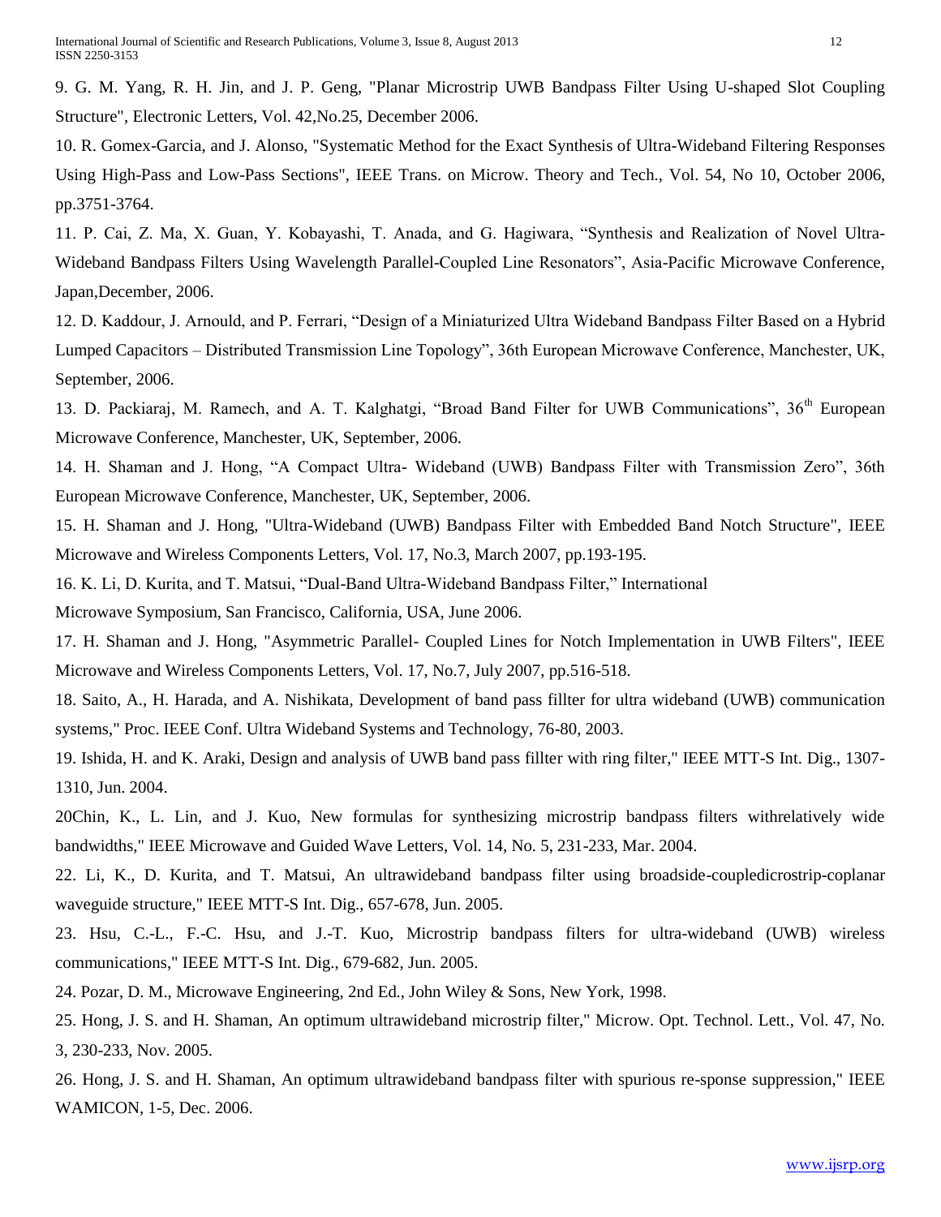9. G. M. Yang, R. H. Jin, and J. P. Geng, "Planar Microstrip UWB Bandpass Filter Using U-shaped Slot Coupling Structure", Electronic Letters, Vol. 42,No.25, December 2006.

10. R. Gomex-Garcia, and J. Alonso, "Systematic Method for the Exact Synthesis of Ultra-Wideband Filtering Responses Using High-Pass and Low-Pass Sections", IEEE Trans. on Microw. Theory and Tech., Vol. 54, No 10, October 2006, pp.3751-3764.

11. P. Cai, Z. Ma, X. Guan, Y. Kobayashi, T. Anada, and G. Hagiwara, "Synthesis and Realization of Novel Ultra-Wideband Bandpass Filters Using Wavelength Parallel-Coupled Line Resonators", Asia-Pacific Microwave Conference, Japan,December, 2006.

12. D. Kaddour, J. Arnould, and P. Ferrari, "Design of a Miniaturized Ultra Wideband Bandpass Filter Based on a Hybrid Lumped Capacitors – Distributed Transmission Line Topology", 36th European Microwave Conference, Manchester, UK, September, 2006.

13. D. Packiaraj, M. Ramech, and A. T. Kalghatgi, "Broad Band Filter for UWB Communications", 36th European Microwave Conference, Manchester, UK, September, 2006.

14. H. Shaman and J. Hong, "A Compact Ultra- Wideband (UWB) Bandpass Filter with Transmission Zero", 36th European Microwave Conference, Manchester, UK, September, 2006.

15. H. Shaman and J. Hong, "Ultra-Wideband (UWB) Bandpass Filter with Embedded Band Notch Structure", IEEE Microwave and Wireless Components Letters, Vol. 17, No.3, March 2007, pp.193-195.

16. K. Li, D. Kurita, and T. Matsui, "Dual-Band Ultra-Wideband Bandpass Filter," International Microwave Symposium, San Francisco, California, USA, June 2006.

17. H. Shaman and J. Hong, "Asymmetric Parallel- Coupled Lines for Notch Implementation in UWB Filters", IEEE Microwave and Wireless Components Letters, Vol. 17, No.7, July 2007, pp.516-518.

18. Saito, A., H. Harada, and A. Nishikata, Development of band pass fillter for ultra wideband (UWB) communication systems," Proc. IEEE Conf. Ultra Wideband Systems and Technology, 76-80, 2003.

19. Ishida, H. and K. Araki, Design and analysis of UWB band pass fillter with ring filter," IEEE MTT-S Int. Dig., 1307-1310, Jun. 2004.

20Chin, K., L. Lin, and J. Kuo, New formulas for synthesizing microstrip bandpass filters withrelatively wide bandwidths," IEEE Microwave and Guided Wave Letters, Vol. 14, No. 5, 231-233, Mar. 2004.

22. Li, K., D. Kurita, and T. Matsui, An ultrawideband bandpass filter using broadside-coupledicrostrip-coplanar waveguide structure," IEEE MTT-S Int. Dig., 657-678, Jun. 2005.

23. Hsu, C.-L., F.-C. Hsu, and J.-T. Kuo, Microstrip bandpass filters for ultra-wideband (UWB) wireless communications," IEEE MTT-S Int. Dig., 679-682, Jun. 2005.

24. Pozar, D. M., Microwave Engineering, 2nd Ed., John Wiley & Sons, New York, 1998.

25. Hong, J. S. and H. Shaman, An optimum ultrawideband microstrip filter," Microw. Opt. Technol. Lett., Vol. 47, No. 3, 230-233, Nov. 2005.

26. Hong, J. S. and H. Shaman, An optimum ultrawideband bandpass filter with spurious re-sponse suppression," IEEE WAMICON, 1-5, Dec. 2006.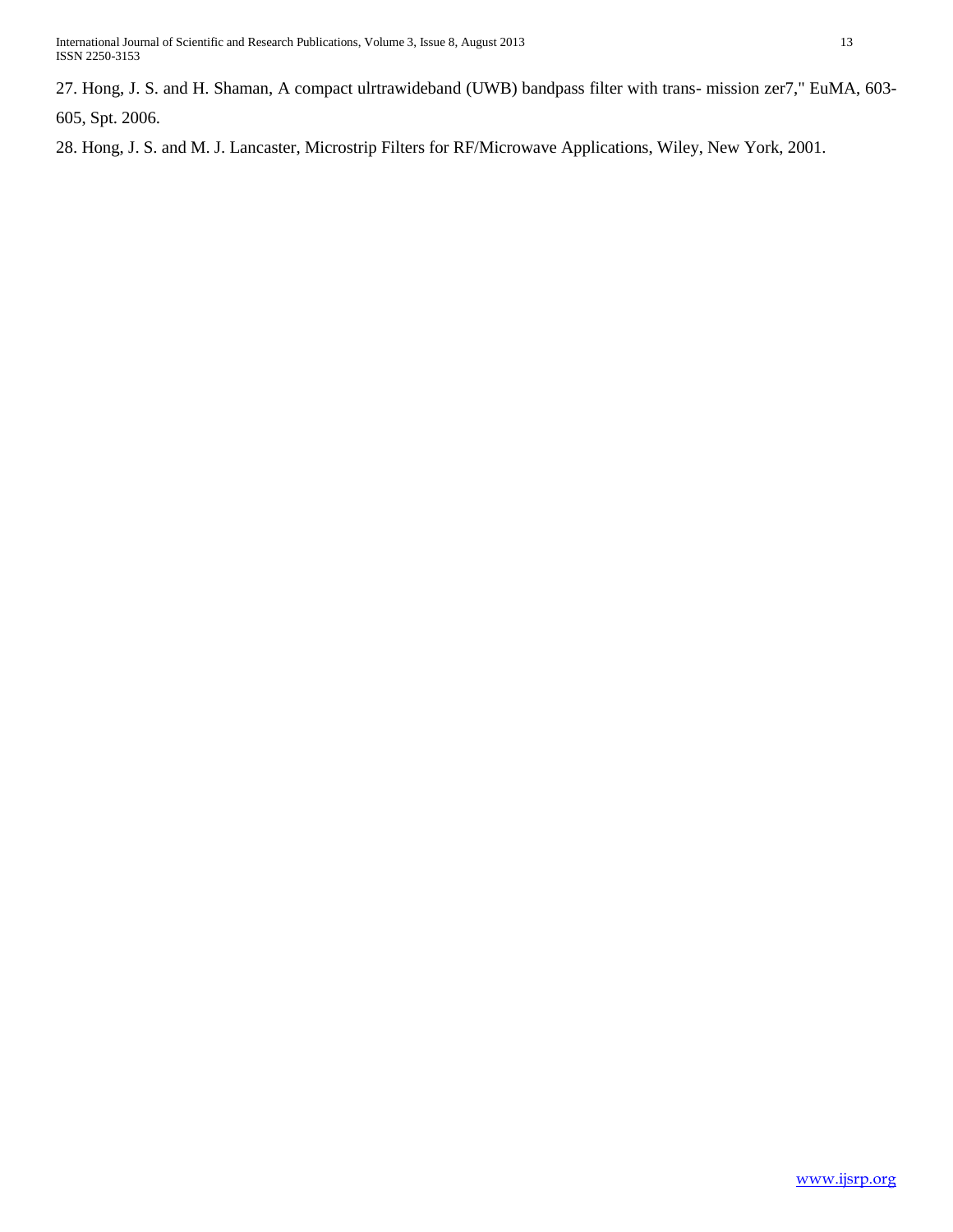27. Hong, J. S. and H. Shaman, A compact ulrtrawideband (UWB) bandpass filter with trans- mission zer7," EuMA, 603-605, Spt. 2006.

28. Hong, J. S. and M. J. Lancaster, Microstrip Filters for RF/Microwave Applications, Wiley, New York, 2001.